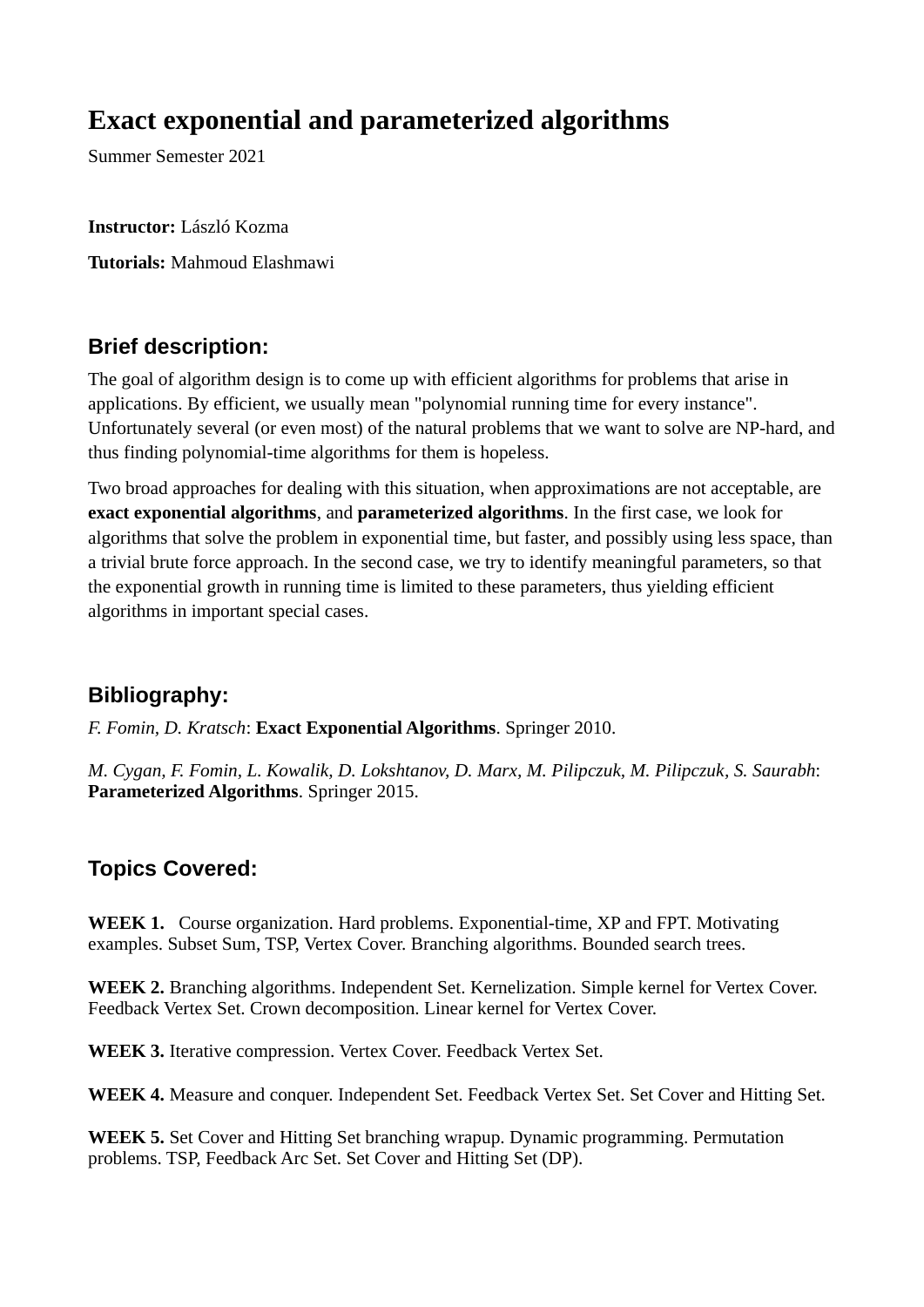# Exact exponential and parameterized algorithms

Summer Semester 2021

**Instructor:** László Kozma

**Tutorials:** Mahmoud Elashmawi

## Brief description:

The goal of algorithm design is to come up with efficient algorithms for problems that arise in applications. By efficient, we usually mean "polynomial running time for every instance". Unfortunately several (or even most) of the natural problems that we want to solve are NP-hard, and thus finding polynomial-time algorithms for them is hopeless.

Two broad approaches for dealing with this situation, when approximations are not acceptable, are **exact exponential algorithms**, and **parameterized algorithms**. In the first case, we look for algorithms that solve the problem in exponential time, but faster, and possibly using less space, than a trivial brute force approach. In the second case, we try to identify meaningful parameters, so that the exponential growth in running time is limited to these parameters, thus yielding efficient algorithms in important special cases.

## Bibliography:

*F. Fomin, D. Kratsch*: **Exact Exponential Algorithms**. Springer 2010.

*M. Cygan, F. Fomin, L. Kowalik, D. Lokshtanov, D. Marx, M. Pilipczuk, M. Pilipczuk, S. Saurabh*: **Parameterized Algorithms**. Springer 2015.

## Topics Covered:

**WEEK 1.** Course organization. Hard problems. Exponential-time, XP and FPT. Motivating examples. Subset Sum, TSP, Vertex Cover. Branching algorithms. Bounded search trees.

**WEEK 2.** Branching algorithms. Independent Set. Kernelization. Simple kernel for Vertex Cover. Feedback Vertex Set. Crown decomposition. Linear kernel for Vertex Cover.

**WEEK 3.** Iterative compression. Vertex Cover. Feedback Vertex Set.

**WEEK 4.** Measure and conquer. Independent Set. Feedback Vertex Set. Set Cover and Hitting Set.

**WEEK 5.** Set Cover and Hitting Set branching wrapup. Dynamic programming. Permutation problems. TSP, Feedback Arc Set. Set Cover and Hitting Set (DP).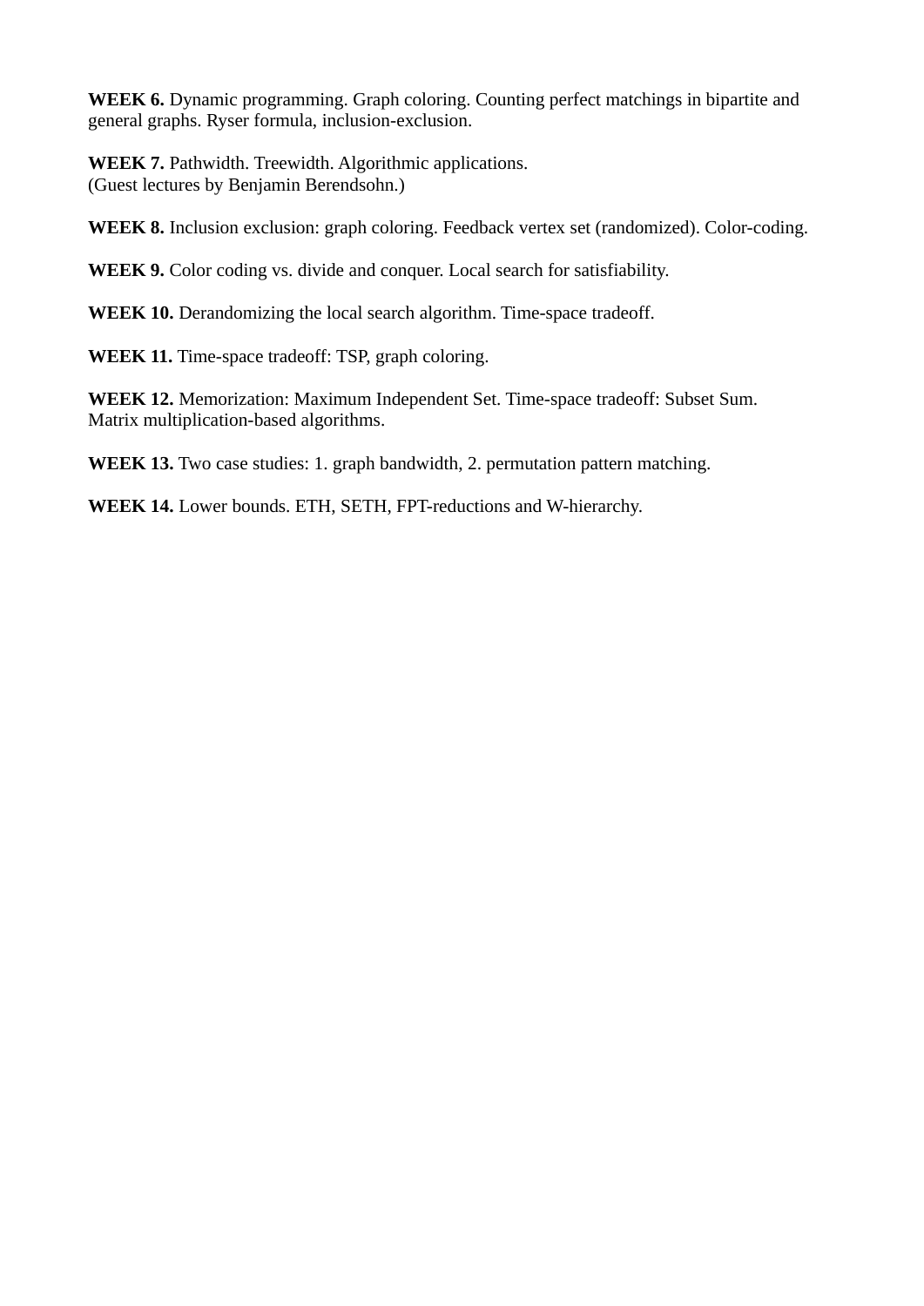**WEEK 6.** Dynamic programming. Graph coloring. Counting perfect matchings in bipartite and general graphs. Ryser formula, inclusion-exclusion.

**WEEK 7.** Pathwidth. Treewidth. Algorithmic applications.
(Guest lectures by Benjamin Berendsohn.)

**WEEK 8.** Inclusion exclusion: graph coloring. Feedback vertex set (randomized). Color-coding.

**WEEK 9.** Color coding vs. divide and conquer. Local search for satisfiability.

**WEEK 10.** Derandomizing the local search algorithm. Time-space tradeoff.

**WEEK 11.** Time-space tradeoff: TSP, graph coloring.

**WEEK 12.** Memorization: Maximum Independent Set. Time-space tradeoff: Subset Sum.
Matrix multiplication-based algorithms.

**WEEK 13.** Two case studies: 1. graph bandwidth, 2. permutation pattern matching.

**WEEK 14.** Lower bounds. ETH, SETH, FPT-reductions and W-hierarchy.